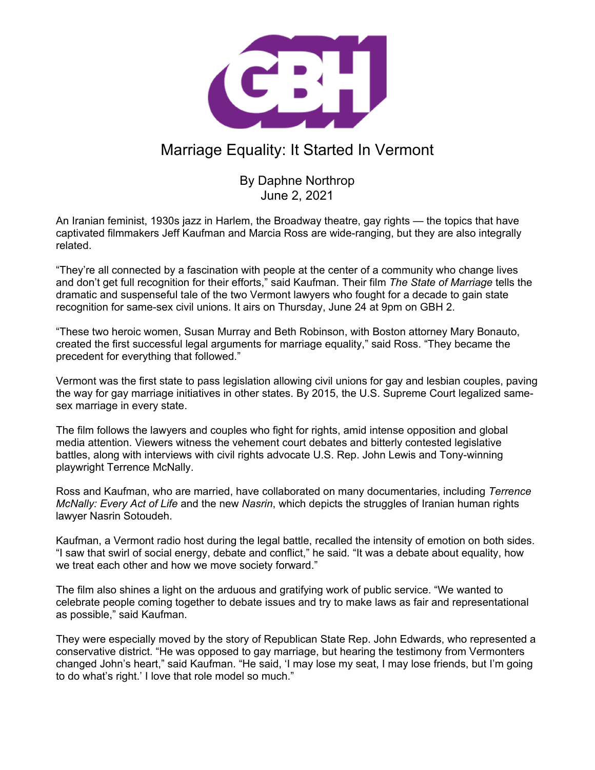# Marriage Equality: It Started In Vermont

By Daphne Northrop
June 2, 2021

An Iranian feminist, 1930s jazz in Harlem, the Broadway theatre, gay rights — the topics that have captivated filmmakers Jeff Kaufman and Marcia Ross are wide-ranging, but they are also integrally related.

“They’re all connected by a fascination with people at the center of a community who change lives and don’t get full recognition for their efforts,” said Kaufman. Their film *The State of Marriage* tells the dramatic and suspenseful tale of the two Vermont lawyers who fought for a decade to gain state recognition for same-sex civil unions. It airs on Thursday, June 24 at 9pm on GBH 2.

“These two heroic women, Susan Murray and Beth Robinson, with Boston attorney Mary Bonauto, created the first successful legal arguments for marriage equality,” said Ross. “They became the precedent for everything that followed.”

Vermont was the first state to pass legislation allowing civil unions for gay and lesbian couples, paving the way for gay marriage initiatives in other states. By 2015, the U.S. Supreme Court legalized same-sex marriage in every state.

The film follows the lawyers and couples who fight for rights, amid intense opposition and global media attention. Viewers witness the vehement court debates and bitterly contested legislative battles, along with interviews with civil rights advocate U.S. Rep. John Lewis and Tony-winning playwright Terrence McNally.

Ross and Kaufman, who are married, have collaborated on many documentaries, including *Terrence McNally: Every Act of Life* and the new *Nasrin*, which depicts the struggles of Iranian human rights lawyer Nasrin Sotoudeh.

Kaufman, a Vermont radio host during the legal battle, recalled the intensity of emotion on both sides. “I saw that swirl of social energy, debate and conflict,” he said. “It was a debate about equality, how we treat each other and how we move society forward.”

The film also shines a light on the arduous and gratifying work of public service. “We wanted to celebrate people coming together to debate issues and try to make laws as fair and representational as possible,” said Kaufman.

They were especially moved by the story of Republican State Rep. John Edwards, who represented a conservative district. “He was opposed to gay marriage, but hearing the testimony from Vermonters changed John’s heart,” said Kaufman. “He said, ‘I may lose my seat, I may lose friends, but I’m going to do what’s right.’ I love that role model so much.”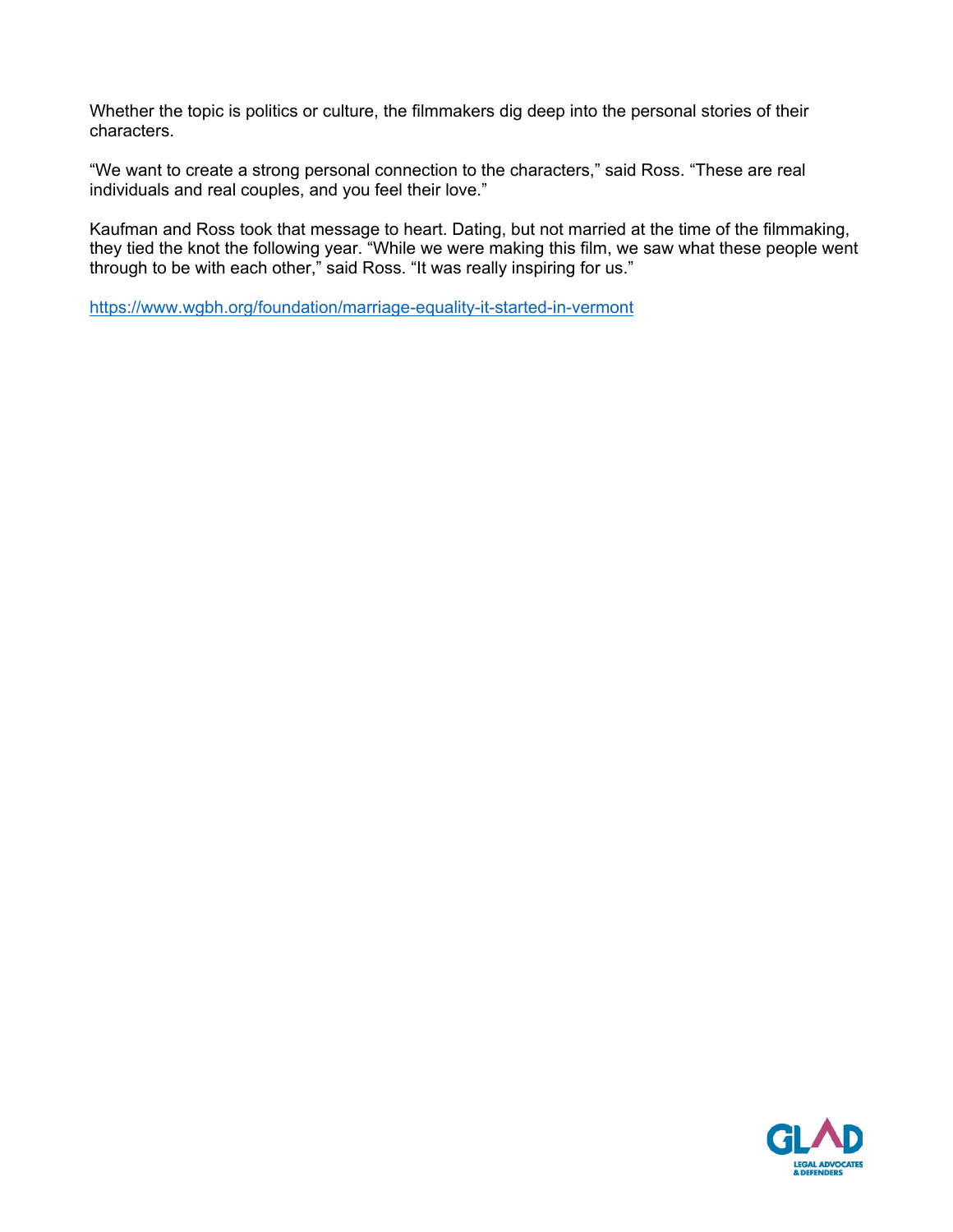Whether the topic is politics or culture, the filmmakers dig deep into the personal stories of their characters.

"We want to create a strong personal connection to the characters," said Ross. "These are real individuals and real couples, and you feel their love."

Kaufman and Ross took that message to heart. Dating, but not married at the time of the filmmaking, they tied the knot the following year. "While we were making this film, we saw what these people went through to be with each other," said Ross. "It was really inspiring for us."

https://www.wgbh.org/foundation/marriage-equality-it-started-in-vermont